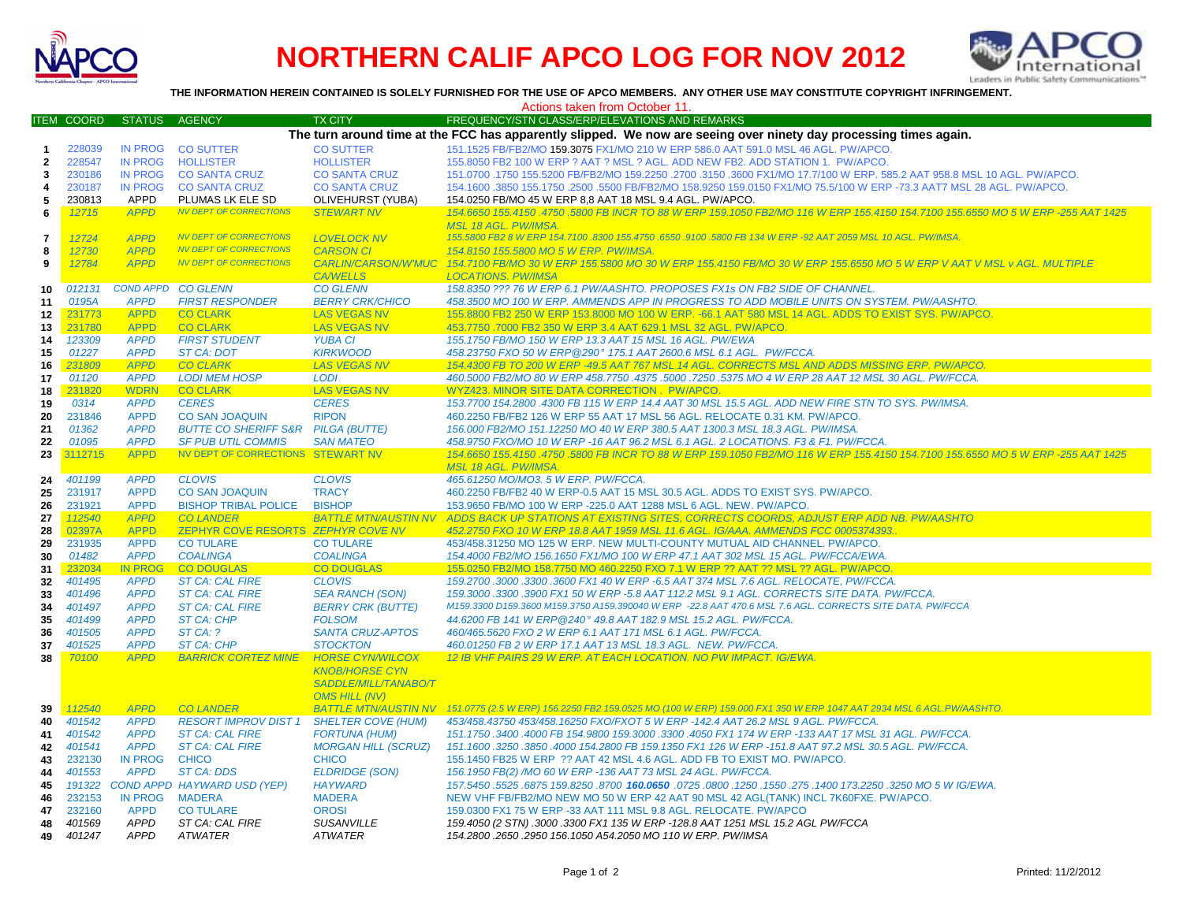# NORTHERN CALIF APCO LOG FOR NOV 2012

**THE INFORMATION HEREIN CONTAINED IS SOLELY FURNISHED FOR THE USE OF APCO MEMBERS. ANY OTHER USE MAY CONSTITUTE COPYRIGHT INFRINGEMENT.**

Actions taken from October 11.

| ITEM | COORD | STATUS | AGENCY | TX CITY | FREQUENCY/STN CLASS/ERP/ELEVATIONS AND REMARKS |
|---|---|---|---|---|---|
| | | | | | **The turn around time at the FCC has apparently slipped. We now are seeing over ninety day processing times again.** |
| 1 | 228039 | IN PROG | CO SUTTER | CO SUTTER | 151.1525 FB/FB2/MO 159.3075 FX1/MO 210 W ERP 586.0 AAT 591.0 MSL 46 AGL. PW/APCO. |
| 2 | 228547 | IN PROG | HOLLISTER | HOLLISTER | 155.8050 FB2 100 W ERP ? AAT ? MSL ? AGL. ADD NEW FB2. ADD STATION 1. PW/APCO. |
| 3 | 230186 | IN PROG | CO SANTA CRUZ | CO SANTA CRUZ | 151.0700 .1750 155.5200 FB/FB2/MO 159.2250 .2700 .3150 .3600 FX1/MO 17.7/100 W ERP. 585.2 AAT 958.8 MSL 10 AGL. PW/APCO. |
| 4 | 230187 | IN PROG | CO SANTA CRUZ | CO SANTA CRUZ | 154.1600 .3850 155.1750 .2500 .5500 FB/FB2/MO 158.9250 159.0150 FX1/MO 75.5/100 W ERP -73.3 AAT7 MSL 28 AGL. PW/APCO. |
| 5 | 230813 | APPD | PLUMAS LK ELE SD | OLIVEHURST (YUBA) | 154.0250 FB/MO 45 W ERP 8,8 AAT 18 MSL 9.4 AGL. PW/APCO. |
| 6 | *12715* | *APPD* | *NV DEPT OF CORRECTIONS* | *STEWART NV* | *154.6650 155.4150 .4750 .5800 FB INCR TO 88 W ERP 159.1050 FB2/MO 116 W ERP 155.4150 154.7100 155.6550 MO 5 W ERP -255 AAT 1425 MSL 18 AGL. PW/IMSA.* |
| 7 | *12724* | *APPD* | *NV DEPT OF CORRECTIONS* | *LOVELOCK NV* | *155.5800 FB2 8 W ERP 154.7100 .8300 155.4750 .6550 .9100 .5800 FB 134 W ERP -92 AAT 2059 MSL 10 AGL. PW/IMSA.* |
| 8 | *12730* | *APPD* | *NV DEPT OF CORRECTIONS* | *CARSON CI* | *154.8150 155.5800 MO 5 W ERP. PW/IMSA.* |
| 9 | *12784* | *APPD* | *NV DEPT OF CORRECTIONS* | *CARLIN/CARSON/W'MUC CA/WELLS* | *154.7100 FB/MO 30 W ERP 155.5800 MO 30 W ERP 155.4150 FB/MO 30 W ERP 155.6550 MO 5 W ERP V AAT V MSL v AGL. MULTIPLE LOCATIONS. PW/IMSA* |
| 10 | *012131* | *COND APPD* | *CO GLENN* | *CO GLENN* | *158.8350 ??? 76 W ERP 6.1 PW/AASHTO. PROPOSES FX1s ON FB2 SIDE OF CHANNEL.* |
| 11 | *0195A* | *APPD* | *FIRST RESPONDER* | *BERRY CRK/CHICO* | *458.3500 MO 100 W ERP. AMMENDS APP IN PROGRESS TO ADD MOBILE UNITS ON SYSTEM. PW/AASHTO.* |
| 12 | 231773 | APPD | CO CLARK | LAS VEGAS NV | 155.8800 FB2 250 W ERP 153.8000 MO 100 W ERP. -66.1 AAT 580 MSL 14 AGL. ADDS TO EXIST SYS. PW/APCO. |
| 13 | 231780 | APPD | CO CLARK | LAS VEGAS NV | 453.7750 .7000 FB2 350 W ERP 3.4 AAT 629.1 MSL 32 AGL. PW/APCO. |
| 14 | *123309* | *APPD* | *FIRST STUDENT* | *YUBA CI* | *155.1750 FB/MO 150 W ERP 13.3 AAT 15 MSL 16 AGL. PW/EWA* |
| 15 | *01227* | *APPD* | *ST CA: DOT* | *KIRKWOOD* | *458.23750 FXO 50 W ERP@290° 175.1 AAT 2600.6 MSL 6.1 AGL. PW/FCCA.* |
| 16 | *231809* | *APPD* | *CO CLARK* | *LAS VEGAS NV* | *154.4300 FB TO 200 W ERP -49.5 AAT 767 MSL 14 AGL. CORRECTS MSL AND ADDS MISSING ERP. PW/APCO.* |
| 17 | *01120* | *APPD* | *LODI MEM HOSP* | *LODI* | *460.5000 FB2/MO 80 W ERP 458.7750 .4375 .5000 .7250 .5375 MO 4 W ERP 28 AAT 12 MSL 30 AGL. PW/FCCA.* |
| 18 | 231820 | WDRN | CO CLARK | LAS VEGAS NV | WYZ423. MINOR SITE DATA CORRECTION . PW/APCO. |
| 19 | *0314* | *APPD* | *CERES* | *CERES* | *153.7700 154.2800 .4300 FB 115 W ERP 14.4 AAT 30 MSL 15.5 AGL. ADD NEW FIRE STN TO SYS. PW/IMSA.* |
| 20 | 231846 | APPD | CO SAN JOAQUIN | RIPON | 460.2250 FB/FB2 126 W ERP 55 AAT 17 MSL 56 AGL. RELOCATE 0.31 KM. PW/APCO. |
| 21 | *01362* | *APPD* | *BUTTE CO SHERIFF S&R* | *PILGA (BUTTE)* | *156.000 FB2/MO 151.12250 MO 40 W ERP 380.5 AAT 1300.3 MSL 18.3 AGL. PW/IMSA.* |
| 22 | *01095* | *APPD* | *SF PUB UTIL COMMIS* | *SAN MATEO* | *458.9750 FXO/MO 10 W ERP -16 AAT 96.2 MSL 6.1 AGL. 2 LOCATIONS. F3 & F1. PW/FCCA.* |
| 23 | 3112715 | APPD | NV DEPT OF CORRECTIONS | STEWART NV | *154.6650 155.4150 .4750 .5800 FB INCR TO 88 W ERP 159.1050 FB2/MO 116 W ERP 155.4150 154.7100 155.6550 MO 5 W ERP -255 AAT 1425 MSL 18 AGL. PW/IMSA.* |
| 24 | *401199* | *APPD* | *CLOVIS* | *CLOVIS* | *465.61250 MO/MO3. 5 W ERP. PW/FCCA.* |
| 25 | 231917 | APPD | CO SAN JOAQUIN | TRACY | 460.2250 FB/FB2 40 W ERP-0.5 AAT 15 MSL 30.5 AGL. ADDS TO EXIST SYS. PW/APCO. |
| 26 | 231921 | APPD | BISHOP TRIBAL POLICE | BISHOP | 153.9650 FB/MO 100 W ERP -225.0 AAT 1288 MSL 6 AGL. NEW. PW/APCO. |
| 27 | *112540* | *APPD* | *CO LANDER* | *BATTLE MTN/AUSTIN NV* | *ADDS BACK UP STATIONS AT EXISTING SITES, CORRECTS COORDS, ADJUST ERP ADD NB. PW/AASHTO* |
| 28 | *02397A* | *APPD* | ZEPHYR COVE RESORTS | *ZEPHYR COVE NV* | *452.2750 FXO 10 W ERP 18.8 AAT 1959 MSL 11.6 AGL. IG/AAA. AMMENDS FCC 0005374393..* |
| 29 | 231935 | APPD | CO TULARE | CO TULARE | 453/458.31250 MO 125 W ERP. NEW MULTI-COUNTY MUTUAL AID CHANNEL. PW/APCO. |
| 30 | *01482* | *APPD* | *COALINGA* | *COALINGA* | *154.4000 FB2/MO 156.1650 FX1/MO 100 W ERP 47.1 AAT 302 MSL 15 AGL. PW/FCCA/EWA.* |
| 31 | 232034 | IN PROG | CO DOUGLAS | CO DOUGLAS | 155.0250 FB2/MO 158.7750 MO 460.2250 FXO 7.1 W ERP ?? AAT ?? MSL ?? AGL. PW/APCO. |
| 32 | *401495* | *APPD* | *ST CA: CAL FIRE* | *CLOVIS* | *159.2700 .3000 .3300 .3600 FX1 40 W ERP -6.5 AAT 374 MSL 7.6 AGL. RELOCATE, PW/FCCA.* |
| 33 | *401496* | *APPD* | *ST CA: CAL FIRE* | *SEA RANCH (SON)* | *159.3000 .3300 .3900 FX1 50 W ERP -5.8 AAT 112.2 MSL 9.1 AGL. CORRECTS SITE DATA. PW/FCCA.* |
| 34 | *401497* | *APPD* | *ST CA: CAL FIRE* | *BERRY CRK (BUTTE)* | *M159.3300 D159.3600 M159.3750 A159.390040 W ERP -22.8 AAT 470.6 MSL 7.6 AGL. CORRECTS SITE DATA. PW/FCCA* |
| 35 | *401499* | *APPD* | *ST CA: CHP* | *FOLSOM* | *44.6200 FB 141 W ERP@240° 49.8 AAT 182.9 MSL 15.2 AGL. PW/FCCA.* |
| 36 | *401505* | *APPD* | *ST CA: ?* | *SANTA CRUZ-APTOS* | *460/465.5620 FXO 2 W ERP 6.1 AAT 171 MSL 6.1 AGL. PW/FCCA.* |
| 37 | *401525* | *APPD* | *ST CA: CHP* | *STOCKTON* | *460.01250 FB 2 W ERP 17.1 AAT 13 MSL 18.3 AGL. NEW. PW/FCCA.* |
| 38 | *70100* | *APPD* | *BARRICK CORTEZ MINE* | *HORSE CYN/WILCOX KNOB/HORSE CYN SADDLE/MILL/TANABO/T OMS HILL (NV)* | *12 IB VHF PAIRS 29 W ERP. AT EACH LOCATION. NO PW IMPACT. IG/EWA.* |
| 39 | *112540* | *APPD* | *CO LANDER* | *BATTLE MTN/AUSTIN NV* | *151.0775 (2.5 W ERP) 156.2250 FB2 159.0525 MO (100 W ERP) 159.000 FX1 350 W ERP 1047 AAT 2934 MSL 6 AGL.PW/AASHTO.* |
| 40 | *401542* | *APPD* | *RESORT IMPROV DIST 1* | *SHELTER COVE (HUM)* | *453/458.43750 453/458.16250 FXO/FXOT 5 W ERP -142.4 AAT 26.2 MSL 9 AGL. PW/FCCA.* |
| 41 | *401542* | *APPD* | *ST CA: CAL FIRE* | *FORTUNA (HUM)* | *151.1750 .3400 .4000 FB 154.9800 159.3000 .3300 .4050 FX1 174 W ERP -133 AAT 17 MSL 31 AGL. PW/FCCA.* |
| 42 | *401541* | *APPD* | *ST CA: CAL FIRE* | *MORGAN HILL (SCRUZ)* | *151.1600 .3250 .3850 .4000 154.2800 FB 159.1350 FX1 126 W ERP -151.8 AAT 97.2 MSL 30.5 AGL. PW/FCCA.* |
| 43 | 232130 | IN PROG | CHICO | CHICO | 155.1450 FB25 W ERP ?? AAT 42 MSL 4.6 AGL. ADD FB TO EXIST MO. PW/APCO. |
| 44 | *401553* | *APPD* | *ST CA: DDS* | *ELDRIDGE (SON)* | *156.1950 FB(2) /MO 60 W ERP -136 AAT 73 MSL 24 AGL. PW/FCCA.* |
| 45 | *191322* | *COND APPD* | *HAYWARD USD (YEP)* | *HAYWARD* | *157.5450 .5525 .6875 159.8250 .8700* ***160.0650*** *.0725 .0800 .1250 .1550 .275 .1400 173.2250 .3250 MO 5 W IG/EWA.* |
| 46 | 232153 | IN PROG | MADERA | MADERA | NEW VHF FB/FB2/MO NEW MO 50 W ERP 42 AAT 90 MSL 42 AGL(TANK) INCL 7K60FXE. PW/APCO. |
| 47 | 232160 | APPD | CO TULARE | OROSI | 159.0300 FX1 75 W ERP -33 AAT 111 MSL 9.8 AGL. RELOCATE. PW/APCO |
| 48 | *401569* | *APPD* | *ST CA: CAL FIRE* | *SUSANVILLE* | *159.4050 (2 STN) .3000 .3300 FX1 135 W ERP -128.8 AAT 1251 MSL 15.2 AGL PW/FCCA* |
| 49 | *401247* | *APPD* | *ATWATER* | *ATWATER* | *154.2800 .2650 .2950 156.1050 A54.2050 MO 110 W ERP. PW/IMSA* |

Printed: 11/2/2012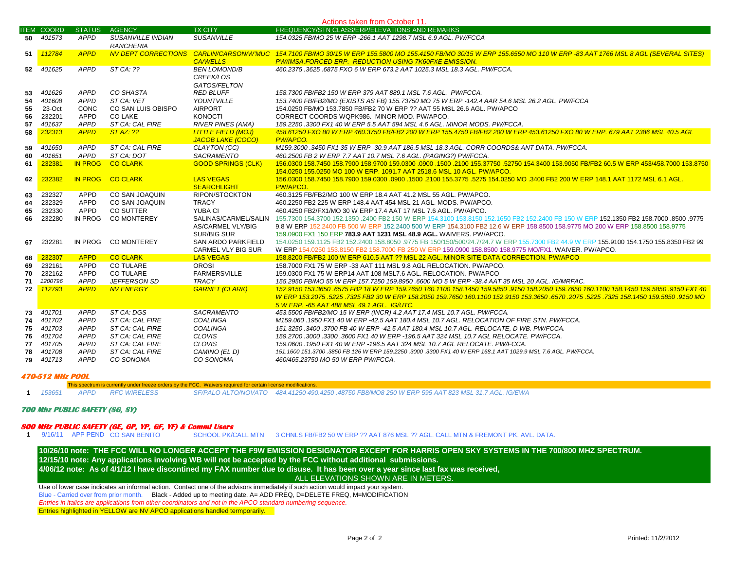Actions taken from October 11.

| ITEM | COORD | STATUS | AGENCY | TX CITY | FREQUENCY/STN CLASS/ERP/ELEVATIONS AND REMARKS |
|---|---|---|---|---|---|
| 50 | *401573* | *APPD* | *SUSANVILLE INDIAN RANCHERIA* | *SUSANVILLE* | *154.0325 FB/MO 25 W ERP -266.1 AAT 1298.7 MSL 6.9 AGL. PW/FCCA* |
| 51 | *112784* | *APPD* | *NV DEPT CORRECTIONS* | *CARLIN/CARSON/W'MUC CA/WELLS* | *154.7100 FB/MO 30/15 W ERP 155.5800 MO 155.4150 FB/MO 30/15 W ERP 155.6550 MO 110 W ERP -83 AAT 1766 MSL 8 AGL (SEVERAL SITES) PW/IMSA.FORCED ERP. REDUCTION USING 7K60FXE EMISSION.* |
| 52 | *401625* | *APPD* | *ST CA: ??* | *BEN LOMOND/B CREEK/LOS GATOS/FELTON* | *460.2375 .3625 .6875 FXO 6 W ERP 673.2 AAT 1025.3 MSL 18.3 AGL. PW/FCCA.* |
| 53 | *401626* | *APPD* | *CO SHASTA* | *RED BLUFF* | *158.7300 FB/FB2 150 W ERP 379 AAT 889.1 MSL 7.6 AGL. PW/FCCA.* |
| 54 | *401608* | *APPD* | *ST CA: VET* | *YOUNTVILLE* | *153.7400 FB/FB2/MO (EXISTS AS FB) 155.73750 MO 75 W ERP -142.4 AAR 54.6 MSL 26.2 AGL. PW/FCCA* |
| 55 | 23-Oct | CONC | CO SAN LUIS OBISPO | AIRPORT | 154.0250 FB/MO 153.7850 FB/FB2 70 W ERP ?? AAT 55 MSL 26.6 AGL. PW/APCO |
| 56 | 232201 | APPD | CO LAKE | KONOCTI | CORRECT COORDS WQPK986. MINOR MOD. PW/APCO. |
| 57 | *401637* | *APPD* | *ST CA: CAL FIRE* | *RIVER PINES (AMA)* | *159.2250 .3300 FX1 40 W ERP 5.5 AAT 594 MSL 4.6 AGL. MINOR MODS. PW/FCCA.* |
| 58 | *232313* | *APPD* | *ST AZ: ??* | *LITTLE FIELD (MOJ) JACOB LAKE (COCO)* | *458.61250 FXO 80 W ERP 460.3750 FB/FB2 200 W ERP 155.4750 FB/FB2 200 W ERP 453.61250 FXO 80 W ERP. 679 AAT 2386 MSL 40.5 AGL PW/APCO.* |
| 59 | *401650* | *APPD* | *ST CA: CAL FIRE* | *CLAYTON (CC)* | *M159.3000 .3450 FX1 35 W ERP -30.9 AAT 186.5 MSL 18.3 AGL. CORR COORDS& ANT DATA. PW/FCCA.* |
| 60 | *401651* | *APPD* | *ST CA: DOT* | *SACRAMENTO* | *460.2500 FB 2 W ERP 7.4 AAT 10.7 MSL 7.6 AGL. (PAGING?) PW/FCCA.* |
| 61 | 232381 | IN PROG | CO CLARK | GOOD SPRINGS (CLK) | 156.0300 158.7450 158.7900 158.9700 159.0300 .0900 .1500 .2100 155.37750 .52750 154.3400 153.9050 FB/FB2 60.5 W ERP 453/458.7000 153.8750 154.0250 155.0250 MO 100 W ERP. 1091.7 AAT 2518.6 MSL 10 AGL. PW/APCO. |
| 62 | 232382 | IN PROG | CO CLARK | LAS VEGAS SEARCHLIGHT | 156.0300 158.7450 158.7900 159.0300 .0900 .1500 .2100 155.3775 .5275 154.0250 MO .3400 FB2 200 W ERP 148.1 AAT 1172 MSL 6.1 AGL. PW/APCO. |
| 63 | 232327 | APPD | CO SAN JOAQUIN | RIPON/STOCKTON | 460.3125 FB/FB2/MO 100 W ERP 18.4 AAT 41.2 MSL 55 AGL. PW/APCO. |
| 64 | 232329 | APPD | CO SAN JOAQUIN | TRACY | 460.2250 FB2 225 W ERP 148.4 AAT 454 MSL 21 AGL. MODS. PW/APCO. |
| 65 | 232330 | APPD | CO SUTTER | YUBA CI | 460.4250 FB2/FX1/MO 30 W ERP 17.4 AAT 17 MSL 7.6 AGL. PW/APCO. |
| 66 | 232280 | IN PROG | CO MONTEREY | SALINAS/CARMEL/SALINAS/CARMEL VLY/BIG SUR/BIG SUR | 155.7300 154.3700 152.1350 .2400 FB2 150 W ERP 154.3100 153.8150 152.1650 FB2 152.2400 FB 150 W ERP 152.1350 FB2 158.7000 .8500 .9775 9.8 W ERP 152.2400 FB 500 W ERP 152.2400 500 W ERP 154.3100 FB2 12.6 W ERP 158.8500 158.9775 MO 200 W ERP 158.8500 158.9775 159.0900 FX1 150 ERP **783.9 AAT 1231 MSL 48.9 AGL.** WAIVERS. PW/APCO. |
| 67 | 232281 | IN PROG | CO MONTEREY | SAN ARDO PARKFIELD CARMEL VLY BIG SUR | 154.0250 159.1125 FB2 152.2400 158.8050 .9775 FB 150/150/500/24.7/24.7 W ERP 155.7300 FB2 44.9 W ERP 155.9100 154.1750 155.8350 FB2 99 W ERP 154.0250 153.8150 FB2 158.7000 FB 250 W ERP 159.0900 158.8500 158.9775 MO/FX1. WAIVER. PW/APCO. |
| 68 | 232307 | APPD | CO CLARK | LAS VEGAS | 158.8200 FB/FB2 100 W ERP 610.5 AAT ?? MSL 22 AGL. MINOR SITE DATA CORRECTION. PW/APCO |
| 69 | 232161 | APPD | CO TULARE | OROSI | 158.7000 FX1 75 W ERP -33 AAT 111 MSL 9.8 AGL RELOCATION. PW/APCO. |
| 70 | 232162 | APPD | CO TULARE | FARMERSVILLE | 159.0300 FX1 75 W ERP14 AAT 108 MSL7.6 AGL. RELOCATION. PW/APCO |
| 71 | *1200796* | *APPD* | *JEFFERSON SD* | *TRACY* | *155.2950 FB/MO 55 W ERP 157.7250 159.8950 .6600 MO 5 W ERP -38.4 AAT 35 MSL 20 AGL. IG/MRFAC.* |
| 72 | *112793* | *APPD* | *NV ENERGY* | *GARNET (CLARK)* | *152.9150 153.3650 .6575 FB2 18 W ERP 159.7650 160.1100 158.1450 159.5850 .9150 158.2050 159.7650 160.1100 158.1450 159.5850 .9150 FX1 40 W ERP 153.2075 .5225 .7325 FB2 30 W ERP 158.2050 159.7650 160.1100 152.9150 153.3650 .6570 .2075 .5225 .7325 158.1450 159.5850 .9150 MO 5 W ERP. -65 AAT 488 MSL 49.1 AGL. IG/UTC.* |
| 73 | *401701* | *APPD* | *ST CA: DGS* | *SACRAMENTO* | *453.5500 FB/FB2/MO 15 W ERP (INCR) 4.2 AAT 17.4 MSL 10.7 AGL. PW/FCCA.* |
| 74 | *401702* | *APPD* | *ST CA: CAL FIRE* | *COALINGA* | *M159.060 .1950 FX1 40 W ERP -42.5 AAT 180.4 MSL 10.7 AGL. RELOCATION OF FIRE STN. PW/FCCA.* |
| 75 | *401703* | *APPD* | *ST CA: CAL FIRE* | *COALINGA* | *151.3250 .3400 .3700 FB 40 W ERP -42.5 AAT 180.4 MSL 10.7 AGL. RELOCATE, D WB. PW/FCCA.* |
| 76 | *401704* | *APPD* | *ST CA: CAL FIRE* | *CLOVIS* | *159.2700 .3000 .3300 .3600 FX1 40 W ERP -196.5 AAT 324 MSL 10.7 AGL RELOCATE. PW/FCCA.* |
| 77 | *401705* | *APPD* | *ST CA: CAL FIRE* | *CLOVIS* | *159.0600 .1950 FX1 40 W ERP -196.5 AAT 324 MSL 10.7 AGL RELOCATE. PW/FCCA.* |
| 78 | *401708* | *APPD* | *ST CA: CAL FIRE* | *CAMINO (EL D)* | *151.1600 151.3700 .3850 FB 126 W ERP 159.2250 .3000 .3300 FX1 40 W ERP 168.1 AAT 1029.9 MSL 7.6 AGL. PW/FCCA.* |
| 79 | *401713* | *APPD* | *CO SONOMA* | *CO SONOMA* | *460/465.23750 MO 50 W ERP PW/FCCA.* |

**470-512 MHz POOL**

This spectrum is currently under freeze orders by the FCC. Waivers required for certain license modifications.

| | | | | | |
|---|---|---|---|---|---|
| 1 | *153651* | *APPD* | *RFC WIRELESS* | *SF/PALO ALTO/NOVATO* | *484.41250 490.4250 .48750 FB8/MO8 250 W ERP 595 AAT 823 MSL 31.7 AGL. IG/EWA* |

**700 Mhz PUBLIC SAFETY (SG, SY)**

**800 MHz PUBLIC SAFETY (GE, GP, YP, GF, YF) & Comml Users**

| | | | | | |
|---|---|---|---|---|---|
| 1 | 9/16/11 | APP PEND | CO SAN BENITO | SCHOOL PK/CALL MTN | 3 CHNLS FB/FB2 50 W ERP ?? AAT 876 MSL ?? AGL. CALL MTN & FREMONT PK. AVL. DATA. |

**10/26/10 note: THE FCC WILL NO LONGER ACCEPT THE F9W EMISSION DESIGNATOR EXCEPT FOR HARRIS OPEN SKY SYSTEMS IN THE 700/800 MHZ SPECTRUM.**
**12/15/10 note: Any applications involving WB will not be accepted by the FCC without additional submissions.**
**4/06/12 note: As of 4/1/12 I have discontined my FAX number due to disuse. It has been over a year since last fax was received,**

ALL ELEVATIONS SHOWN ARE IN METERS.

Use of lower case indicates an informal action. Contact one of the advisors immediately if such action would impact your system.

Blue - Carried over from prior month. Black - Added up to meeting date. A= ADD FREQ, D=DELETE FREQ, M=MODIFICATION

*Entries in italics are applications from other coordinators and not in the APCO standard numbering sequence.*

Entries highlighted in YELLOW are NV APCO applications handled termporarily.

Printed: 11/2/2012